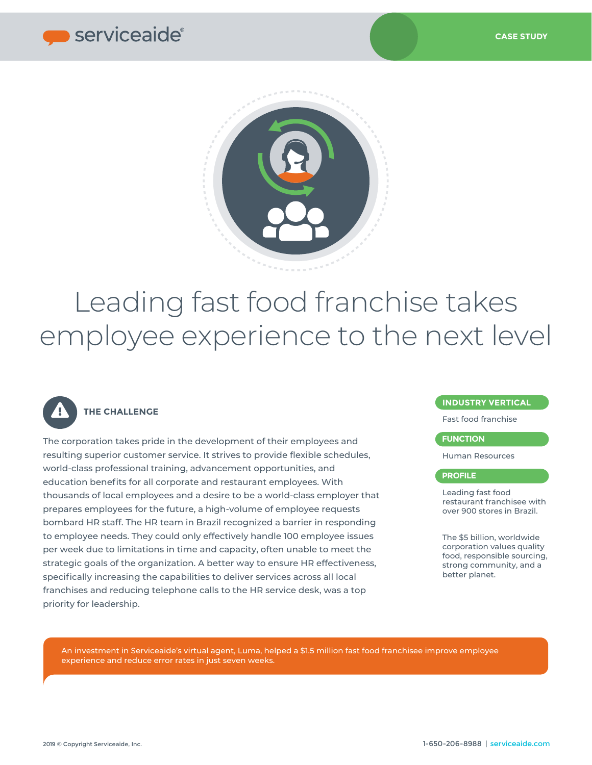serviceaide®

CASE STUDY

# Leading fast food franchise takes employee experience to the next level

## THE CHALLENGE

The corporation takes pride in the development of their employees and resulting superior customer service. It strives to provide flexible schedules, world-class professional training, advancement opportunities, and education benefits for all corporate and restaurant employees. With thousands of local employees and a desire to be a world-class employer that prepares employees for the future, a high-volume of employee requests bombard HR staff. The HR team in Brazil recognized a barrier in responding to employee needs. They could only effectively handle 100 employee issues per week due to limitations in time and capacity, often unable to meet the strategic goals of the organization. A better way to ensure HR effectiveness, specifically increasing the capabilities to deliver services across all local franchises and reducing telephone calls to the HR service desk, was a top priority for leadership.

**INDUSTRY VERTICAL**

Fast food franchise

**FUNCTION**

Human Resources

**PROFILE**

Leading fast food restaurant franchisee with over 900 stores in Brazil.

The $5 billion, worldwide corporation values quality food, responsible sourcing, strong community, and a better planet.

An investment in Serviceaide's virtual agent, Luma, helped a $1.5 million fast food franchisee improve employee experience and reduce error rates in just seven weeks.

2019 © Copyright Serviceaide, Inc.

1-650-206-8988 | serviceaide.com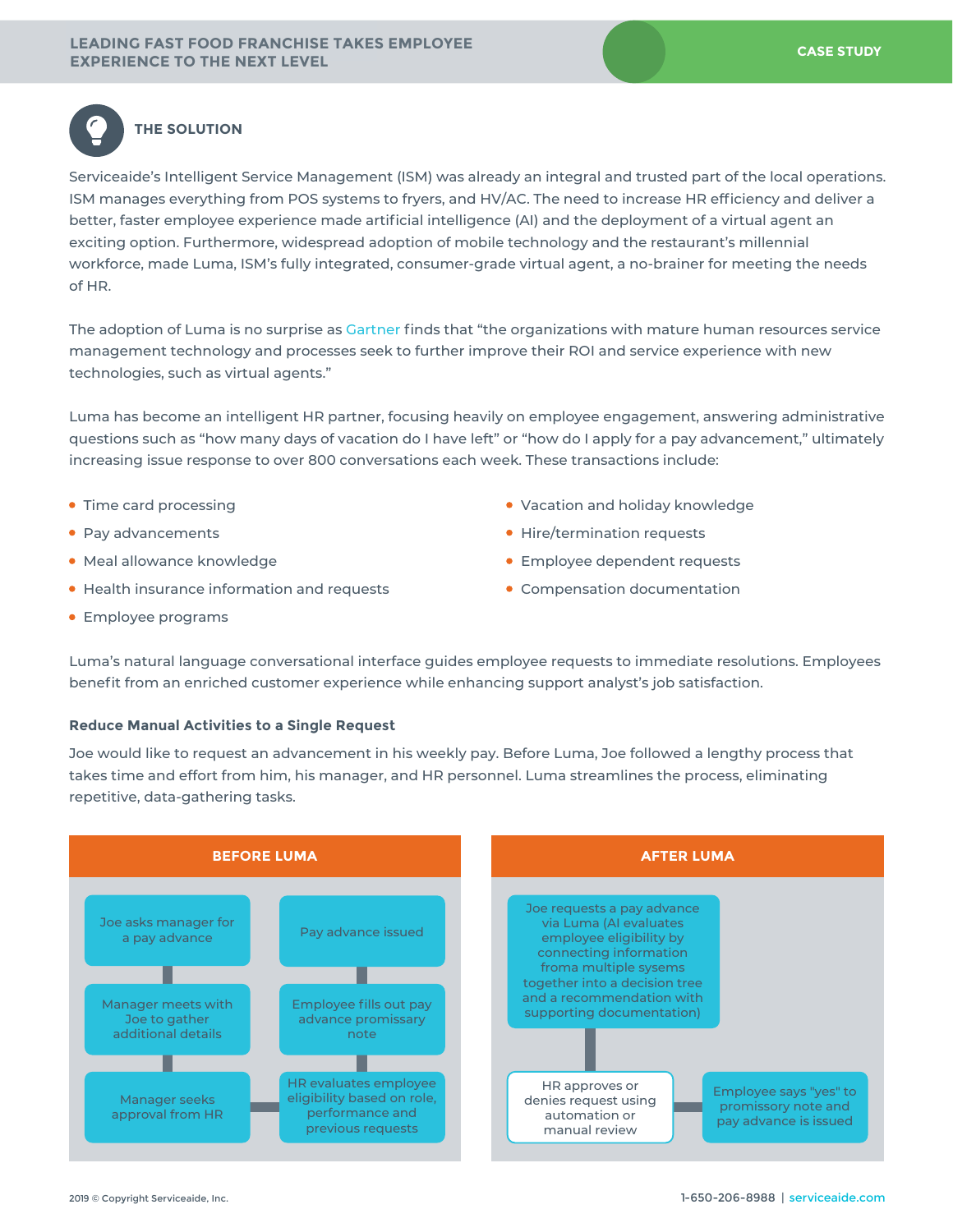## THE SOLUTION

Serviceaide's Intelligent Service Management (ISM) was already an integral and trusted part of the local operations. ISM manages everything from POS systems to fryers, and HV/AC. The need to increase HR efficiency and deliver a better, faster employee experience made artificial intelligence (AI) and the deployment of a virtual agent an exciting option. Furthermore, widespread adoption of mobile technology and the restaurant's millennial workforce, made Luma, ISM's fully integrated, consumer-grade virtual agent, a no-brainer for meeting the needs of HR.

The adoption of Luma is no surprise as Gartner finds that "the organizations with mature human resources service management technology and processes seek to further improve their ROI and service experience with new technologies, such as virtual agents."

Luma has become an intelligent HR partner, focusing heavily on employee engagement, answering administrative questions such as "how many days of vacation do I have left" or "how do I apply for a pay advancement," ultimately increasing issue response to over 800 conversations each week. These transactions include:

- Time card processing
- Pay advancements
- Meal allowance knowledge
- Health insurance information and requests
- Employee programs
- Vacation and holiday knowledge
- Hire/termination requests
- Employee dependent requests
- Compensation documentation

Luma's natural language conversational interface guides employee requests to immediate resolutions. Employees benefit from an enriched customer experience while enhancing support analyst's job satisfaction.

### Reduce Manual Activities to a Single Request

Joe would like to request an advancement in his weekly pay. Before Luma, Joe followed a lengthy process that takes time and effort from him, his manager, and HR personnel. Luma streamlines the process, eliminating repetitive, data-gathering tasks.

**BEFORE LUMA**

1. Joe asks manager for a pay advance
2. Manager meets with Joe to gather additional details
3. Manager seeks approval from HR
4. HR evaluates employee eligibility based on role, performance and previous requests
5. Employee fills out pay advance promissary note
6. Pay advance issued

**AFTER LUMA**

1. Joe requests a pay advance via Luma (AI evaluates employee eligibility by connecting information froma multiple sysems together into a decision tree and a recommendation with supporting documentation)
2. HR approves or denies request using automation or manual review
3. Employee says "yes" to promissory note and pay advance is issued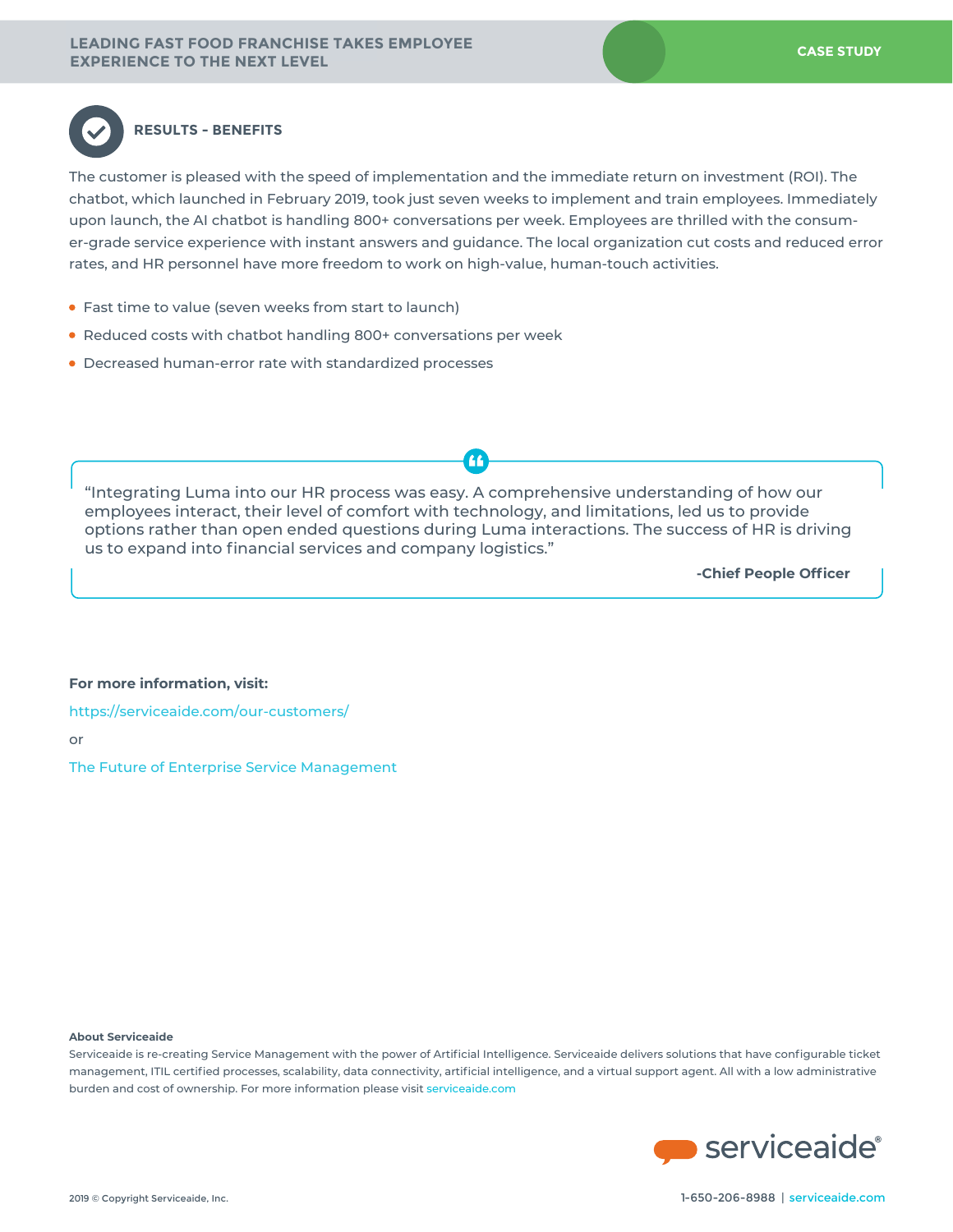## RESULTS - BENEFITS

The customer is pleased with the speed of implementation and the immediate return on investment (ROI). The chatbot, which launched in February 2019, took just seven weeks to implement and train employees. Immediately upon launch, the AI chatbot is handling 800+ conversations per week. Employees are thrilled with the consumer-grade service experience with instant answers and guidance. The local organization cut costs and reduced error rates, and HR personnel have more freedom to work on high-value, human-touch activities.

- Fast time to value (seven weeks from start to launch)
- Reduced costs with chatbot handling 800+ conversations per week
- Decreased human-error rate with standardized processes

> "Integrating Luma into our HR process was easy. A comprehensive understanding of how our employees interact, their level of comfort with technology, and limitations, led us to provide options rather than open ended questions during Luma interactions. The success of HR is driving us to expand into financial services and company logistics."
>
> **-Chief People Officer**

**For more information, visit:**

https://serviceaide.com/our-customers/

or

The Future of Enterprise Service Management

**About Serviceaide**

Serviceaide is re-creating Service Management with the power of Artificial Intelligence. Serviceaide delivers solutions that have configurable ticket management, ITIL certified processes, scalability, data connectivity, artificial intelligence, and a virtual support agent. All with a low administrative burden and cost of ownership. For more information please visit serviceaide.com

serviceaide®

2019 © Copyright Serviceaide, Inc.

1-650-206-8988 | serviceaide.com